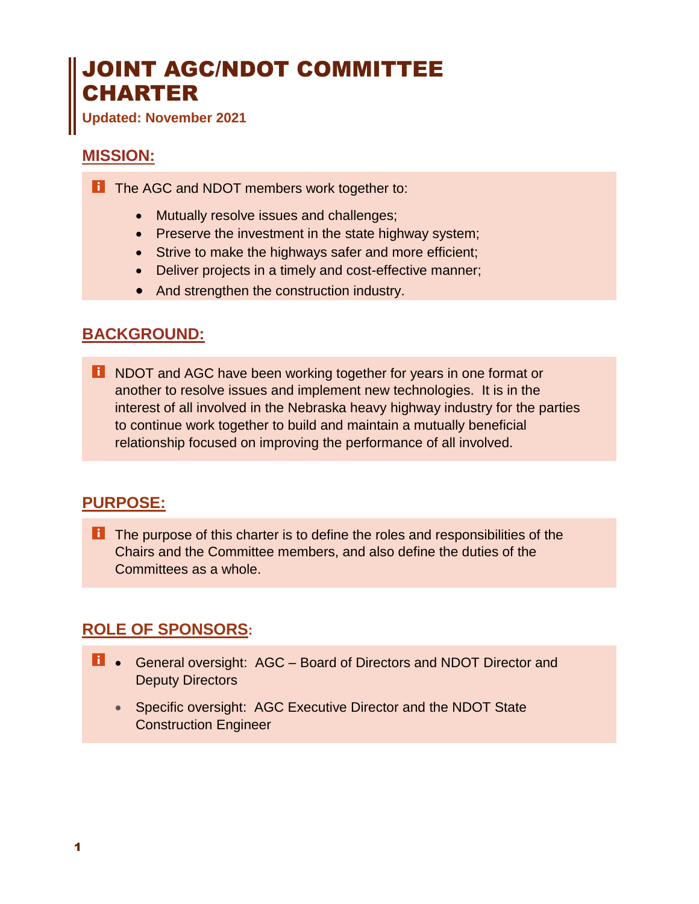# JOINT AGC/NDOT COMMITTEE CHARTER

**Updated: November 2021**

## MISSION:

The AGC and NDOT members work together to:

- Mutually resolve issues and challenges;
- Preserve the investment in the state highway system;
- Strive to make the highways safer and more efficient;
- Deliver projects in a timely and cost-effective manner;
- And strengthen the construction industry.

## BACKGROUND:

NDOT and AGC have been working together for years in one format or another to resolve issues and implement new technologies. It is in the interest of all involved in the Nebraska heavy highway industry for the parties to continue work together to build and maintain a mutually beneficial relationship focused on improving the performance of all involved.

## PURPOSE:

The purpose of this charter is to define the roles and responsibilities of the Chairs and the Committee members, and also define the duties of the Committees as a whole.

## ROLE OF SPONSORS:

- General oversight: AGC – Board of Directors and NDOT Director and Deputy Directors
- Specific oversight: AGC Executive Director and the NDOT State Construction Engineer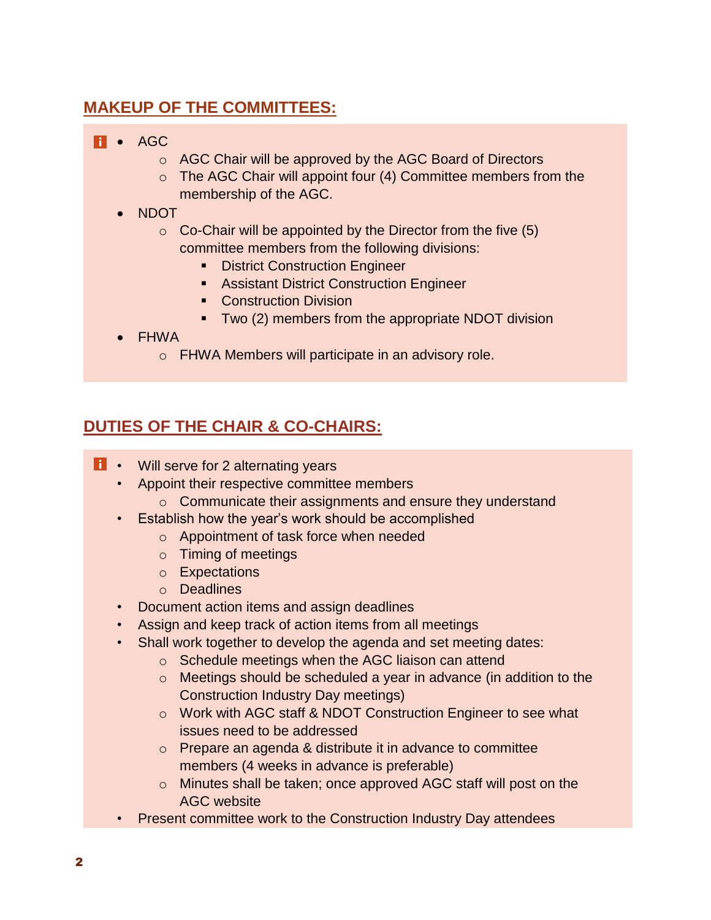## MAKEUP OF THE COMMITTEES:

- AGC
  - AGC Chair will be approved by the AGC Board of Directors
  - The AGC Chair will appoint four (4) Committee members from the membership of the AGC.
- NDOT
  - Co-Chair will be appointed by the Director from the five (5) committee members from the following divisions:
    - District Construction Engineer
    - Assistant District Construction Engineer
    - Construction Division
    - Two (2) members from the appropriate NDOT division
- FHWA
  - FHWA Members will participate in an advisory role.

## DUTIES OF THE CHAIR & CO-CHAIRS:

- Will serve for 2 alternating years
- Appoint their respective committee members
  - Communicate their assignments and ensure they understand
- Establish how the year's work should be accomplished
  - Appointment of task force when needed
  - Timing of meetings
  - Expectations
  - Deadlines
- Document action items and assign deadlines
- Assign and keep track of action items from all meetings
- Shall work together to develop the agenda and set meeting dates:
  - Schedule meetings when the AGC liaison can attend
  - Meetings should be scheduled a year in advance (in addition to the Construction Industry Day meetings)
  - Work with AGC staff & NDOT Construction Engineer to see what issues need to be addressed
  - Prepare an agenda & distribute it in advance to committee members (4 weeks in advance is preferable)
  - Minutes shall be taken; once approved AGC staff will post on the AGC website
- Present committee work to the Construction Industry Day attendees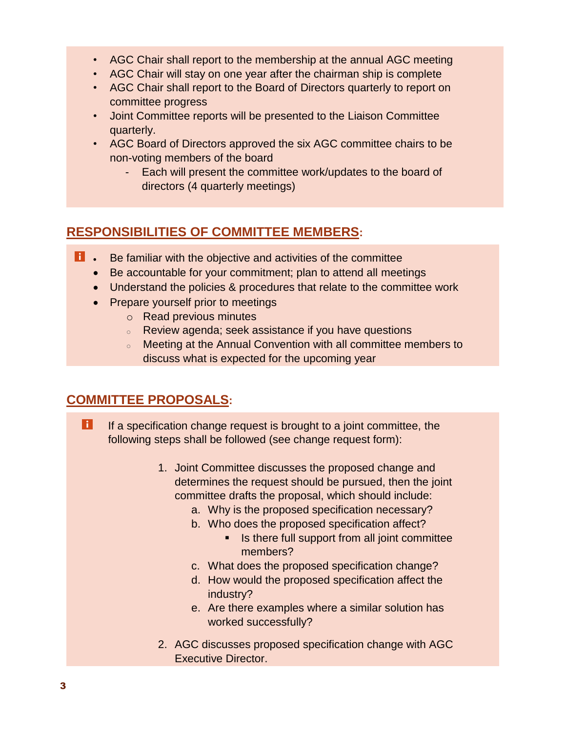- AGC Chair shall report to the membership at the annual AGC meeting
- AGC Chair will stay on one year after the chairman ship is complete
- AGC Chair shall report to the Board of Directors quarterly to report on committee progress
- Joint Committee reports will be presented to the Liaison Committee quarterly.
- AGC Board of Directors approved the six AGC committee chairs to be non-voting members of the board
    - Each will present the committee work/updates to the board of directors (4 quarterly meetings)

## RESPONSIBILITIES OF COMMITTEE MEMBERS:

- Be familiar with the objective and activities of the committee
- Be accountable for your commitment; plan to attend all meetings
- Understand the policies & procedures that relate to the committee work
- Prepare yourself prior to meetings
    - Read previous minutes
    - Review agenda; seek assistance if you have questions
    - Meeting at the Annual Convention with all committee members to discuss what is expected for the upcoming year

## COMMITTEE PROPOSALS:

If a specification change request is brought to a joint committee, the following steps shall be followed (see change request form):

1. Joint Committee discusses the proposed change and determines the request should be pursued, then the joint committee drafts the proposal, which should include:
    a. Why is the proposed specification necessary?
    b. Who does the proposed specification affect?
        - Is there full support from all joint committee members?
    c. What does the proposed specification change?
    d. How would the proposed specification affect the industry?
    e. Are there examples where a similar solution has worked successfully?
2. AGC discusses proposed specification change with AGC Executive Director.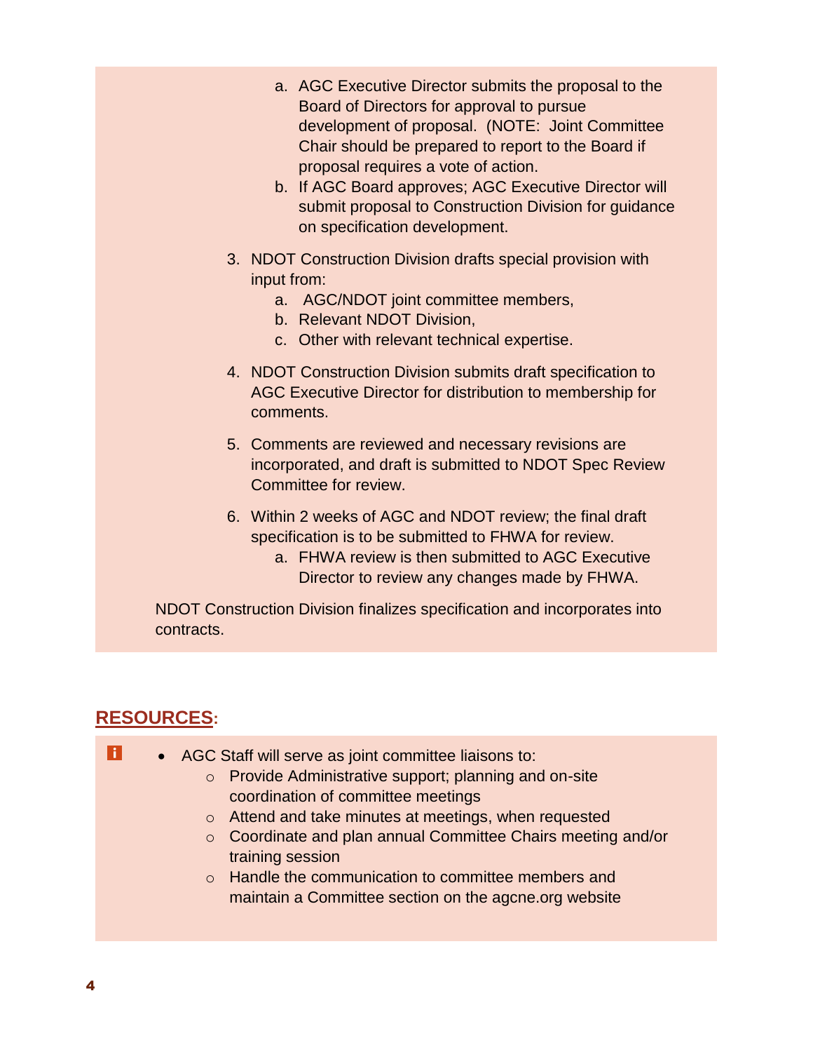a. AGC Executive Director submits the proposal to the Board of Directors for approval to pursue development of proposal. (NOTE: Joint Committee Chair should be prepared to report to the Board if proposal requires a vote of action.
   b. If AGC Board approves; AGC Executive Director will submit proposal to Construction Division for guidance on specification development.

3. NDOT Construction Division drafts special provision with input from:
   a. AGC/NDOT joint committee members,
   b. Relevant NDOT Division,
   c. Other with relevant technical expertise.

4. NDOT Construction Division submits draft specification to AGC Executive Director for distribution to membership for comments.

5. Comments are reviewed and necessary revisions are incorporated, and draft is submitted to NDOT Spec Review Committee for review.

6. Within 2 weeks of AGC and NDOT review; the final draft specification is to be submitted to FHWA for review.
   a. FHWA review is then submitted to AGC Executive Director to review any changes made by FHWA.

NDOT Construction Division finalizes specification and incorporates into contracts.

## RESOURCES:

- AGC Staff will serve as joint committee liaisons to:
  - Provide Administrative support; planning and on-site coordination of committee meetings
  - Attend and take minutes at meetings, when requested
  - Coordinate and plan annual Committee Chairs meeting and/or training session
  - Handle the communication to committee members and maintain a Committee section on the agcne.org website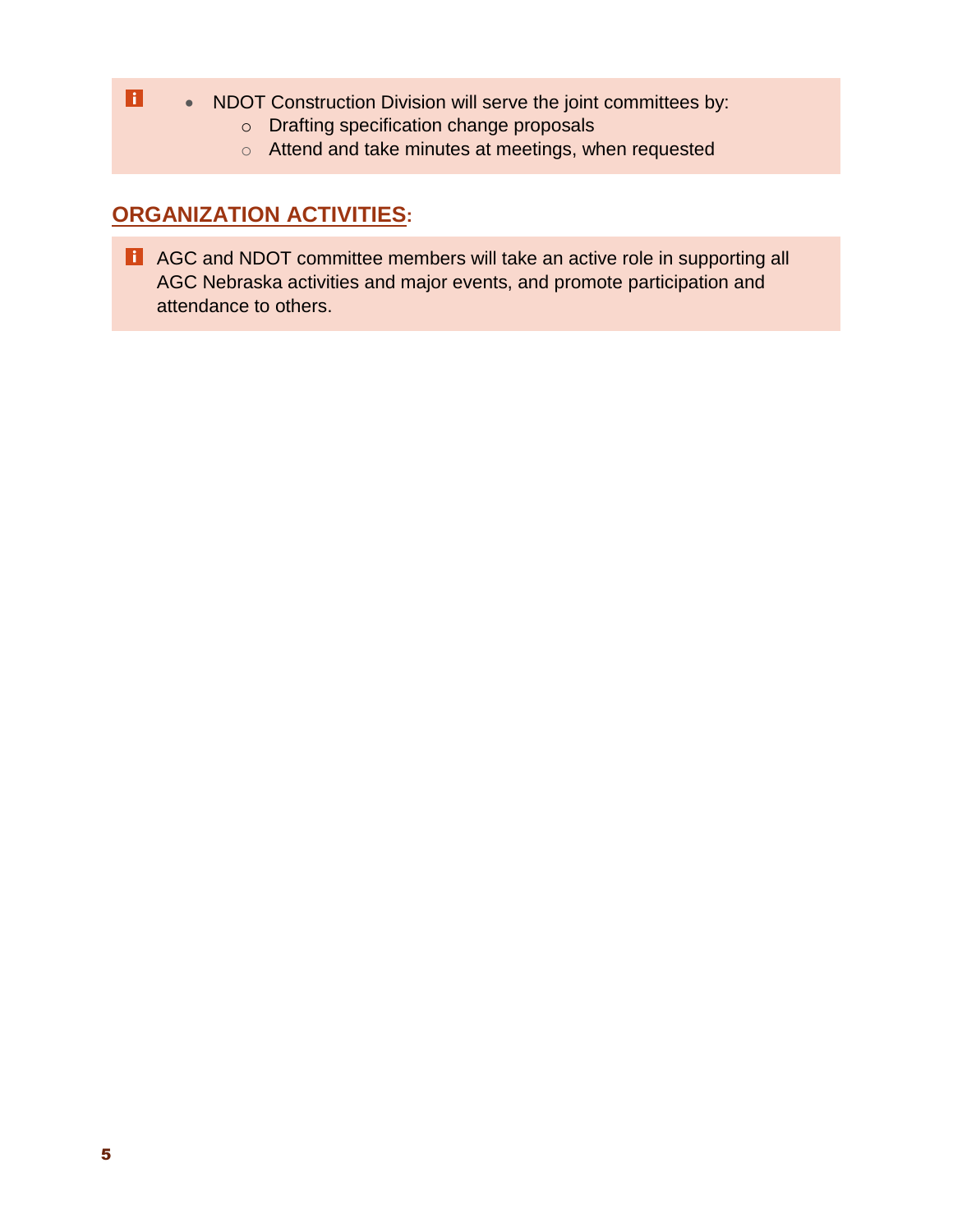- NDOT Construction Division will serve the joint committees by:
  - Drafting specification change proposals
  - Attend and take minutes at meetings, when requested

## ORGANIZATION ACTIVITIES:

AGC and NDOT committee members will take an active role in supporting all AGC Nebraska activities and major events, and promote participation and attendance to others.